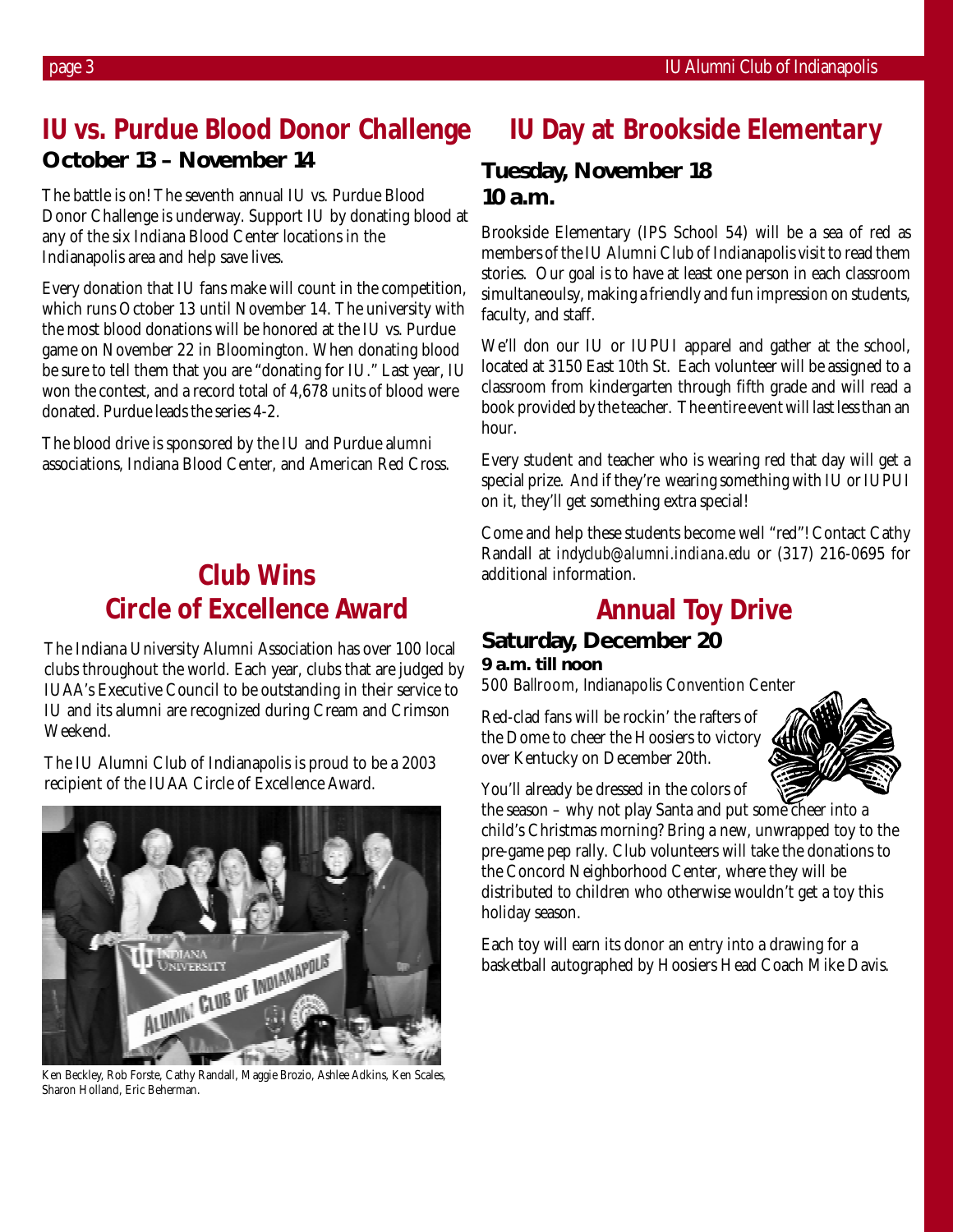## IU vs. Purdue Blood Donor Challenge

**October 13 – November 14**

The battle is on! The seventh annual IU vs. Purdue Blood Donor Challenge is underway. Support IU by donating blood at any of the six Indiana Blood Center locations in the Indianapolis area and help save lives.

Every donation that IU fans make will count in the competition, which runs October 13 until November 14. The university with the most blood donations will be honored at the IU vs. Purdue game on November 22 in Bloomington. When donating blood be sure to tell them that you are "donating for IU." Last year, IU won the contest, and a record total of 4,678 units of blood were donated. Purdue leads the series 4-2.

The blood drive is sponsored by the IU and Purdue alumni associations, Indiana Blood Center, and American Red Cross.

## Club Wins Circle of Excellence Award

The Indiana University Alumni Association has over 100 local clubs throughout the world. Each year, clubs that are judged by IUAA's Executive Council to be outstanding in their service to IU and its alumni are recognized during Cream and Crimson Weekend.

The IU Alumni Club of Indianapolis is proud to be a 2003 recipient of the IUAA Circle of Excellence Award.

Ken Beckley, Rob Forste, Cathy Randall, Maggie Brozio, Ashlee Adkins, Ken Scales, Sharon Holland, Eric Beherman.

## IU Day at Brookside Elementary

**Tuesday, November 18**
**10 a.m.**

Brookside Elementary (IPS School 54) will be a sea of red as members of the IU Alumni Club of Indianapolis visit to read them stories. Our goal is to have at least one person in each classroom simultaneoulsy, making a friendly and fun impression on students, faculty, and staff.

We'll don our IU or IUPUI apparel and gather at the school, located at 3150 East 10th St. Each volunteer will be assigned to a classroom from kindergarten through fifth grade and will read a book provided by the teacher. The entire event will last less than an hour.

Every student and teacher who is wearing red that day will get a special prize. And if they're wearing something with IU or IUPUI on it, they'll get something extra special!

Come and help these students become well "red"! Contact Cathy Randall at *indyclub@alumni.indiana.edu* or (317) 216-0695 for additional information.

## Annual Toy Drive

**Saturday, December 20**
**9 a.m. till noon**
500 Ballroom, Indianapolis Convention Center

Red-clad fans will be rockin' the rafters of the Dome to cheer the Hoosiers to victory over Kentucky on December 20th.

You'll already be dressed in the colors of the season – why not play Santa and put some cheer into a child's Christmas morning? Bring a new, unwrapped toy to the pre-game pep rally. Club volunteers will take the donations to the Concord Neighborhood Center, where they will be distributed to children who otherwise wouldn't get a toy this holiday season.

Each toy will earn its donor an entry into a drawing for a basketball autographed by Hoosiers Head Coach Mike Davis.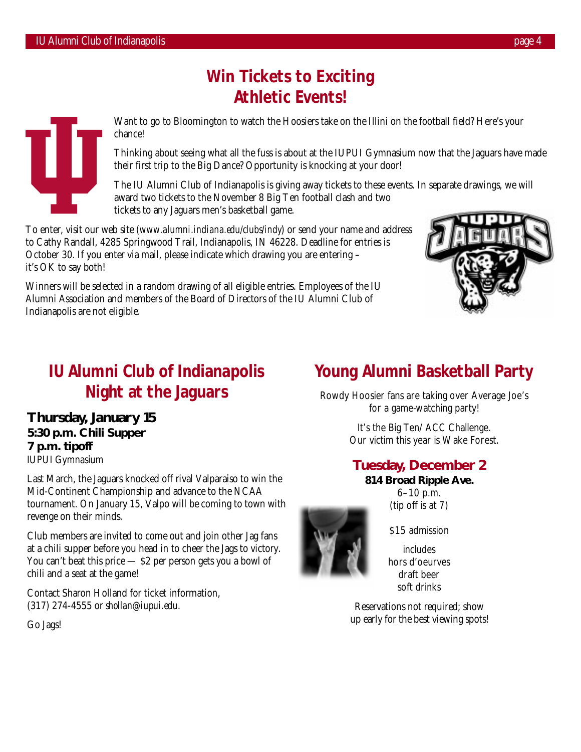# Win Tickets to Exciting Athletic Events!

Want to go to Bloomington to watch the Hoosiers take on the Illini on the football field? Here's your chance!

Thinking about seeing what all the fuss is about at the IUPUI Gymnasium now that the Jaguars have made their first trip to the Big Dance? Opportunity is knocking at your door!

The IU Alumni Club of Indianapolis is giving away tickets to these events. In separate drawings, we will award two tickets to the November 8 Big Ten football clash and two tickets to any Jaguars men's basketball game.

To enter, visit our web site (*www.alumni.indiana.edu/clubs/indy*) or send your name and address to Cathy Randall, 4285 Springwood Trail, Indianapolis, IN 46228. Deadline for entries is October 30. If you enter via mail, please indicate which drawing you are entering – it's OK to say both!

Winners will be selected in a random drawing of all eligible entries. Employees of the IU Alumni Association and members of the Board of Directors of the IU Alumni Club of Indianapolis are not eligible.

## IU Alumni Club of Indianapolis Night at the Jaguars

**Thursday, January 15**
**5:30 p.m. Chili Supper**
**7 p.m. tipoff**
IUPUI Gymnasium

Last March, the Jaguars knocked off rival Valparaiso to win the Mid-Continent Championship and advance to the NCAA tournament. On January 15, Valpo will be coming to town with revenge on their minds.

Club members are invited to come out and join other Jag fans at a chili supper before you head in to cheer the Jags to victory. You can't beat this price — $2 per person gets you a bowl of chili and a seat at the game!

Contact Sharon Holland for ticket information, (317) 274-4555 or *shollan@iupui.edu*.

Go Jags!

## Young Alumni Basketball Party

Rowdy Hoosier fans are taking over Average Joe's for a game-watching party!

It's the Big Ten/ACC Challenge. Our victim this year is Wake Forest.

**Tuesday, December 2**
**814 Broad Ripple Ave.**
6–10 p.m.
(tip off is at 7)

$15 admission

includes
hors d'oeurves
draft beer
soft drinks

Reservations not required; show up early for the best viewing spots!